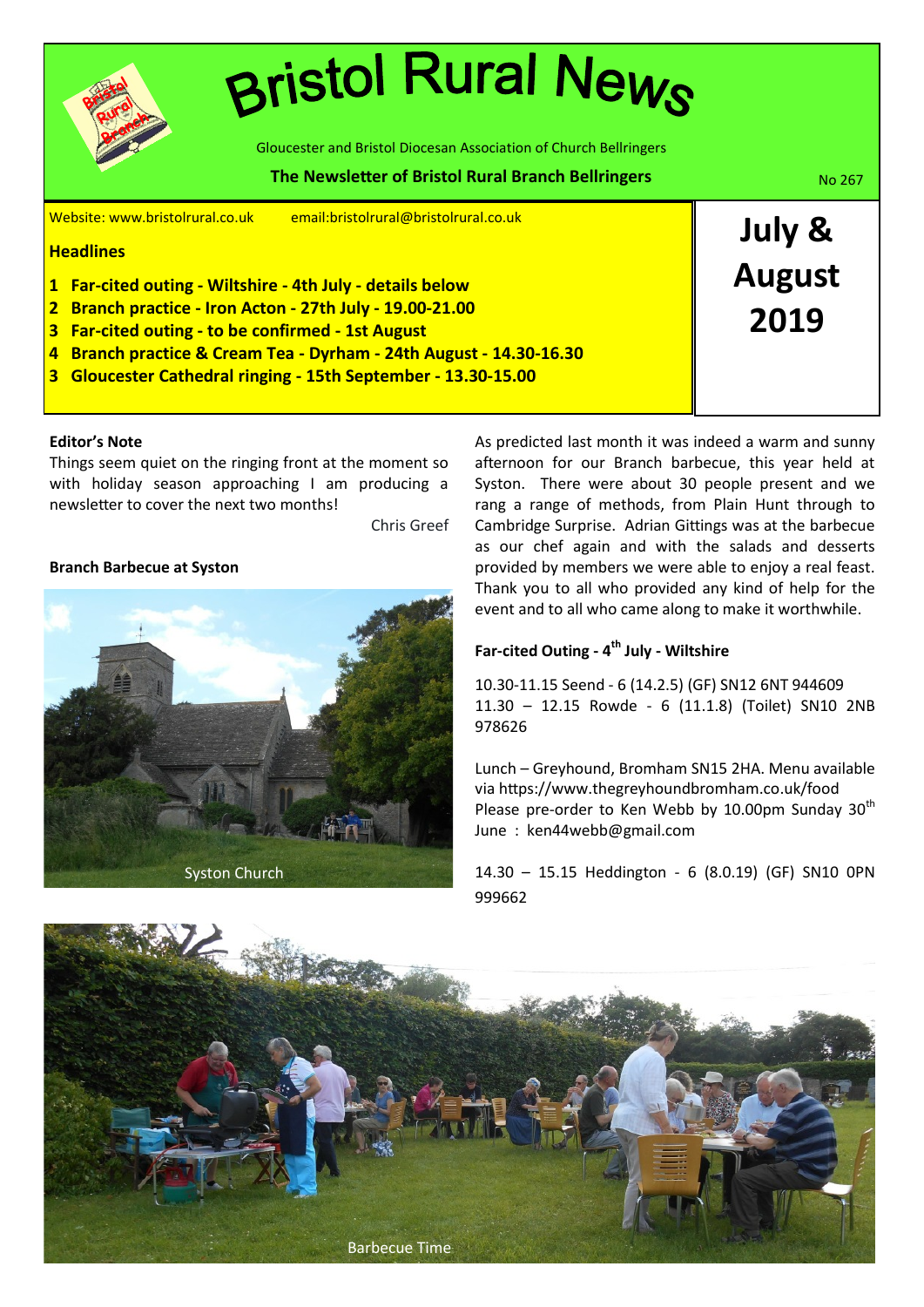# Bristol Rural News

Gloucester and Bristol Diocesan Association of Church Bellringers

**The Newsletter of Bristol Rural Branch Bellringers**

No 267

**July & August 2019**

Website: www.bristolrural.co.uk email:bristolrural@bristolrural.co.uk

**Headlines**

1. **Far-cited outing - Wiltshire - 4th July - details below**
2. **Branch practice - Iron Acton - 27th July - 19.00-21.00**
3. **Far-cited outing - to be confirmed - 1st August**
4. **Branch practice & Cream Tea - Dyrham - 24th August - 14.30-16.30**
3. **Gloucester Cathedral ringing - 15th September - 13.30-15.00**

**Editor's Note**

Things seem quiet on the ringing front at the moment so with holiday season approaching I am producing a newsletter to cover the next two months!

Chris Greef

**Branch Barbecue at Syston**

Syston Church

As predicted last month it was indeed a warm and sunny afternoon for our Branch barbecue, this year held at Syston. There were about 30 people present and we rang a range of methods, from Plain Hunt through to Cambridge Surprise. Adrian Gittings was at the barbecue as our chef again and with the salads and desserts provided by members we were able to enjoy a real feast. Thank you to all who provided any kind of help for the event and to all who came along to make it worthwhile.

**Far-cited Outing - 4th July - Wiltshire**

10.30-11.15 Seend - 6 (14.2.5) (GF) SN12 6NT 944609
11.30 – 12.15 Rowde - 6 (11.1.8) (Toilet) SN10 2NB 978626

Lunch – Greyhound, Bromham SN15 2HA. Menu available via https://www.thegreyhoundbromham.co.uk/food
Please pre-order to Ken Webb by 10.00pm Sunday 30th June : ken44webb@gmail.com

14.30 – 15.15 Heddington - 6 (8.0.19) (GF) SN10 0PN 999662

Barbecue Time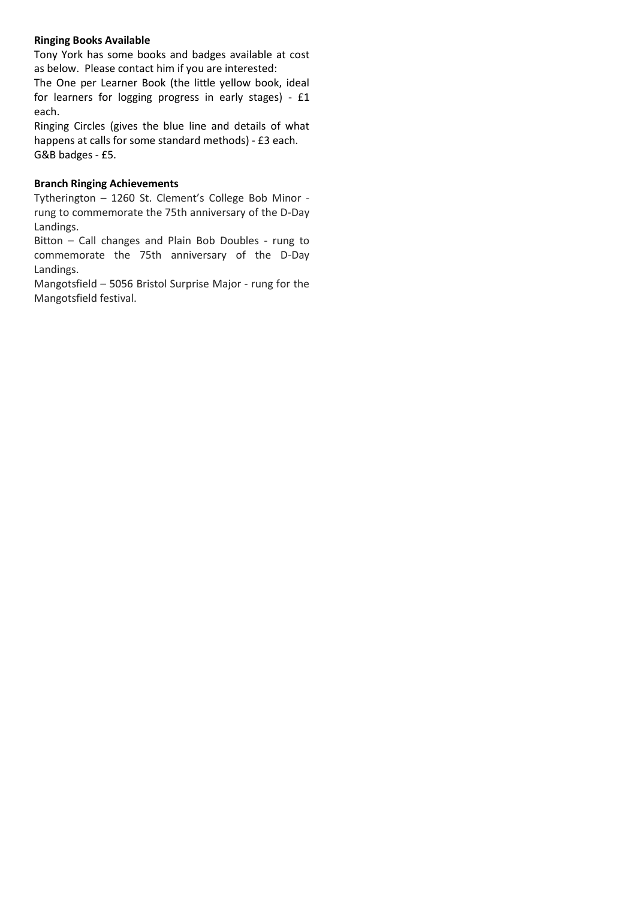**Ringing Books Available**

Tony York has some books and badges available at cost as below. Please contact him if you are interested:

The One per Learner Book (the little yellow book, ideal for learners for logging progress in early stages) - £1 each.

Ringing Circles (gives the blue line and details of what happens at calls for some standard methods) - £3 each.

G&B badges - £5.

**Branch Ringing Achievements**

Tytherington – 1260 St. Clement's College Bob Minor - rung to commemorate the 75th anniversary of the D-Day Landings.

Bitton – Call changes and Plain Bob Doubles - rung to commemorate the 75th anniversary of the D-Day Landings.

Mangotsfield – 5056 Bristol Surprise Major - rung for the Mangotsfield festival.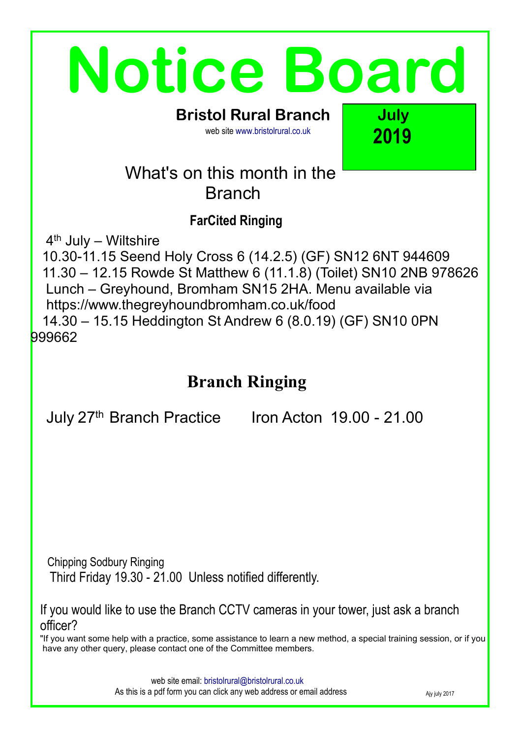# Notice Board

**Bristol Rural Branch**

web site www.bristolrural.co.uk

**July 2019**

## What's on this month in the Branch

### FarCited Ringing

4th July – Wiltshire

10.30-11.15 Seend Holy Cross 6 (14.2.5) (GF) SN12 6NT 944609

11.30 – 12.15 Rowde St Matthew 6 (11.1.8) (Toilet) SN10 2NB 978626

Lunch – Greyhound, Bromham SN15 2HA. Menu available via https://www.thegreyhoundbromham.co.uk/food

14.30 – 15.15 Heddington St Andrew 6 (8.0.19) (GF) SN10 0PN 999662

## Branch Ringing

July 27th Branch Practice Iron Acton 19.00 - 21.00

Chipping Sodbury Ringing
Third Friday 19.30 - 21.00 Unless notified differently.

If you would like to use the Branch CCTV cameras in your tower, just ask a branch officer?

"If you want some help with a practice, some assistance to learn a new method, a special training session, or if you have any other query, please contact one of the Committee members.

web site email: bristolrural@bristolrural.co.uk
As this is a pdf form you can click any web address or email address

Ajy july 2017